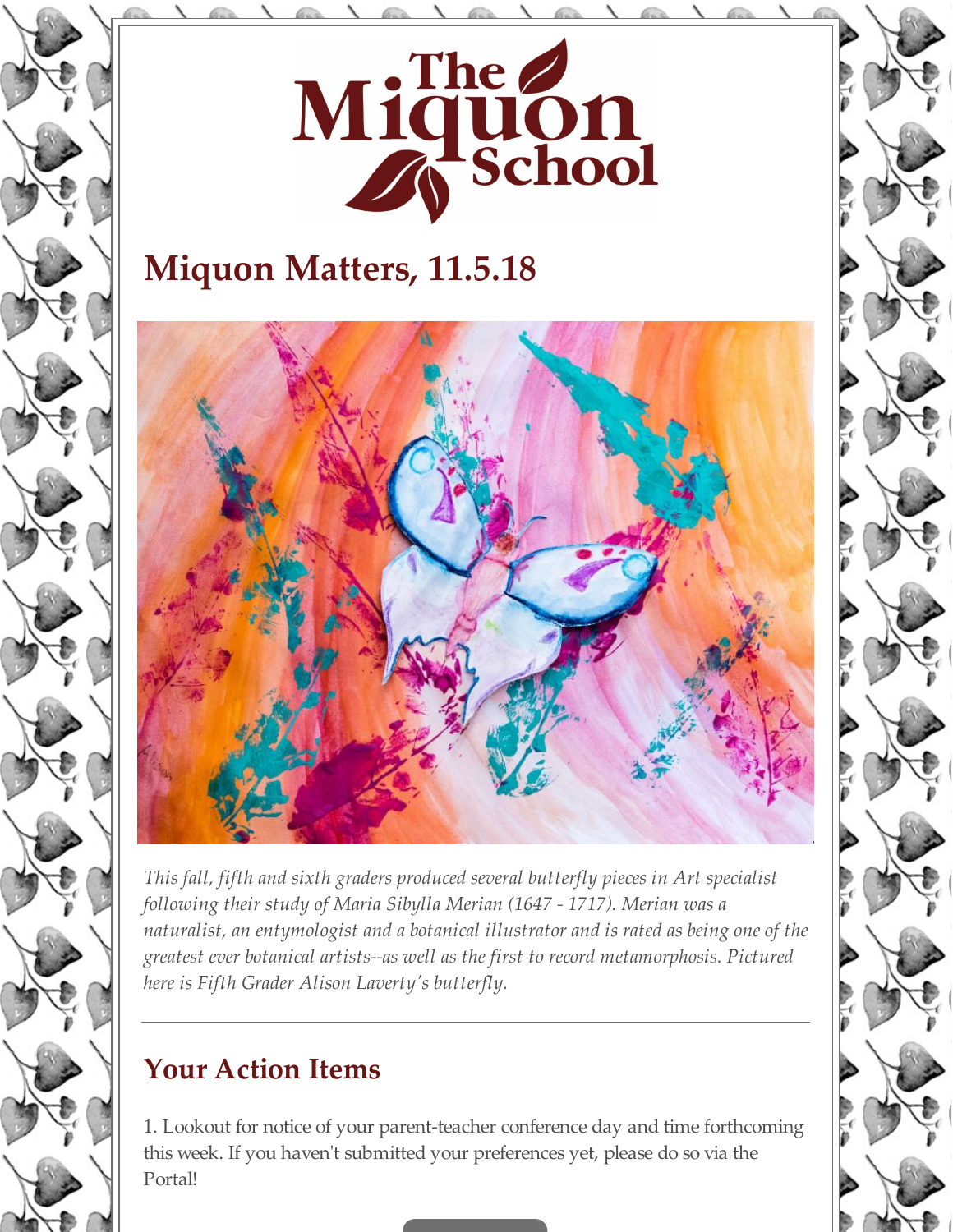# Miquon Matters, 11.5.18

*This fall, fifth and sixth graders produced several butterfly pieces in Art specialist following their study of Maria Sibylla Merian (1647 - 1717). Merian was a naturalist, an entymologist and a botanical illustrator and is rated as being one of the greatest ever botanical artists--as well as the first to record metamorphosis. Pictured here is Fifth Grader Alison Laverty's butterfly.*

---

## Your Action Items

1. Lookout for notice of your parent-teacher conference day and time forthcoming this week. If you haven't submitted your preferences yet, please do so via the Portal!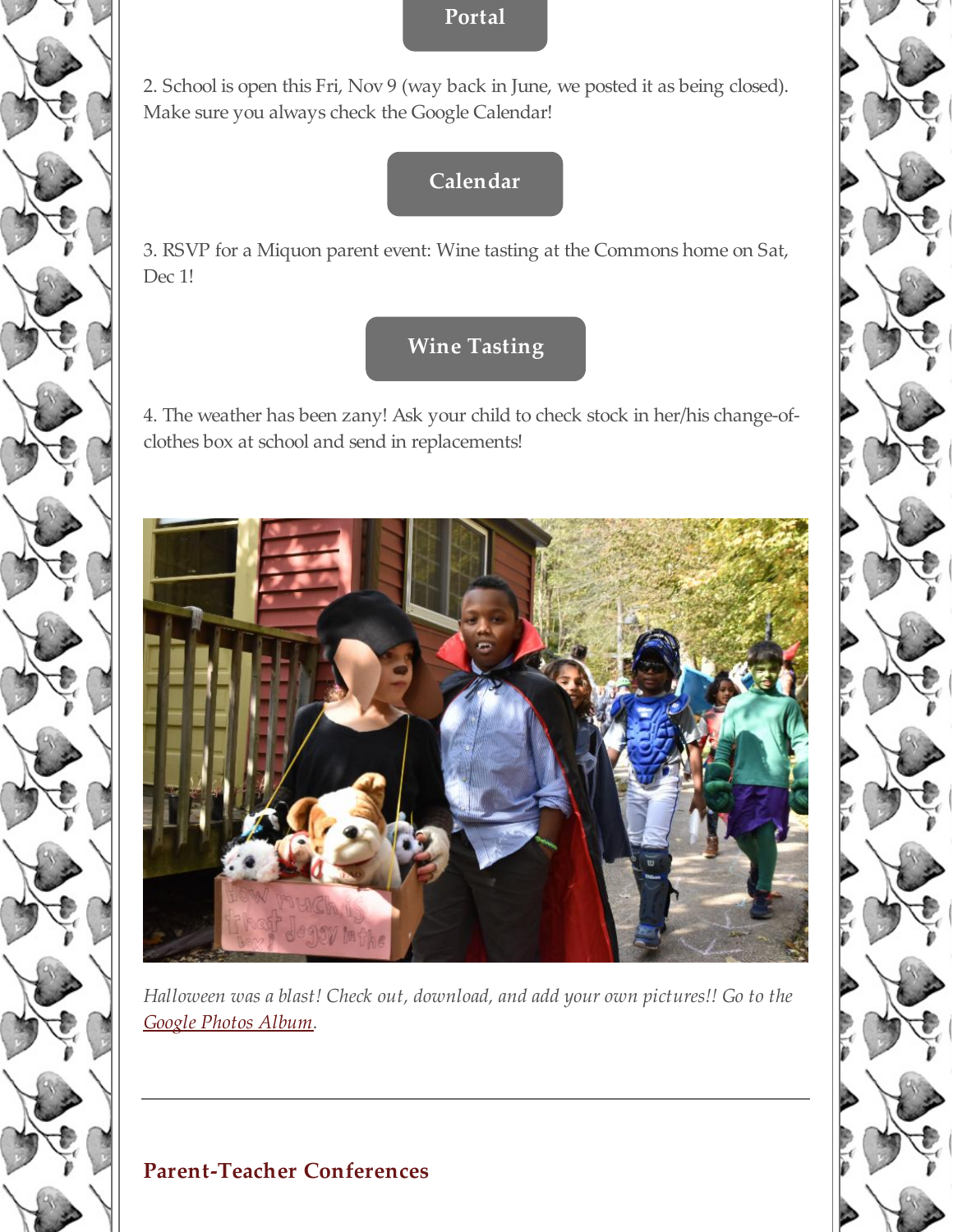Portal

2. School is open this Fri, Nov 9 (way back in June, we posted it as being closed). Make sure you always check the Google Calendar!

Calendar

3. RSVP for a Miquon parent event: Wine tasting at the Commons home on Sat, Dec 1!

Wine Tasting

4. The weather has been zany! Ask your child to check stock in her/his change-of-clothes box at school and send in replacements!

*Halloween was a blast! Check out, download, and add your own pictures!! Go to the Google Photos Album.*

---

## Parent-Teacher Conferences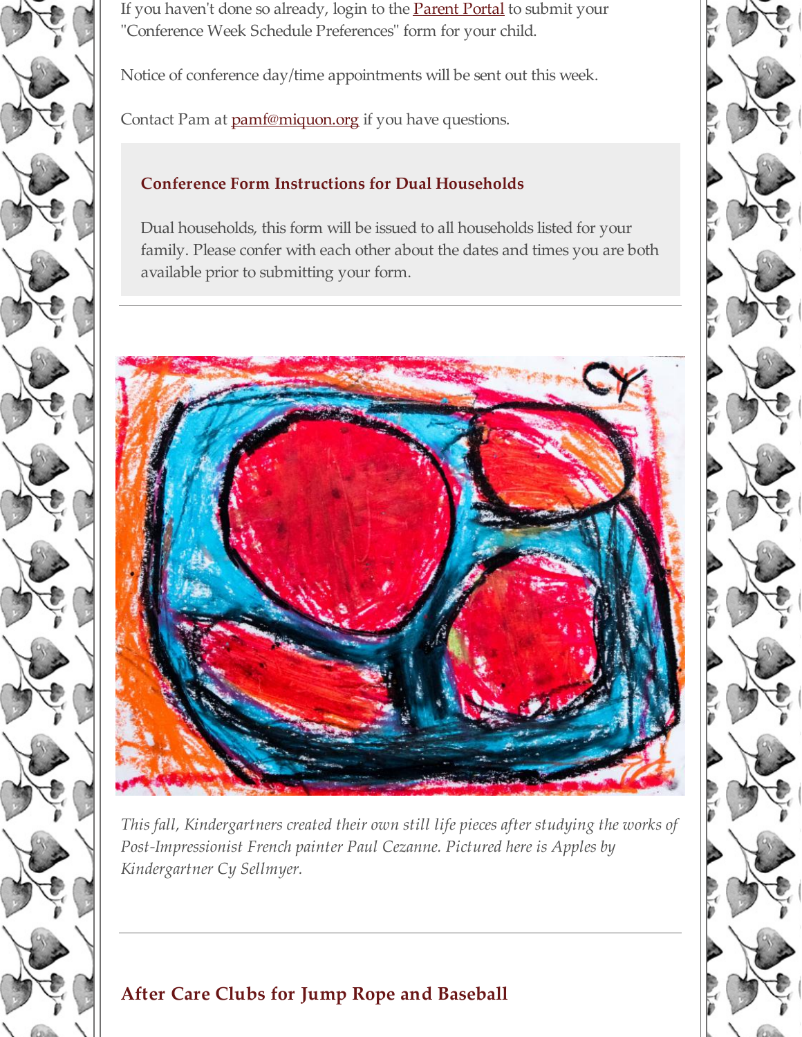If you haven't done so already, login to the Parent Portal to submit your "Conference Week Schedule Preferences" form for your child.

Notice of conference day/time appointments will be sent out this week.

Contact Pam at pamf@miquon.org if you have questions.

### Conference Form Instructions for Dual Households

Dual households, this form will be issued to all households listed for your family. Please confer with each other about the dates and times you are both available prior to submitting your form.

---

*This fall, Kindergartners created their own still life pieces after studying the works of Post-Impressionist French painter Paul Cezanne. Pictured here is Apples by Kindergartner Cy Sellmyer.*

---

## After Care Clubs for Jump Rope and Baseball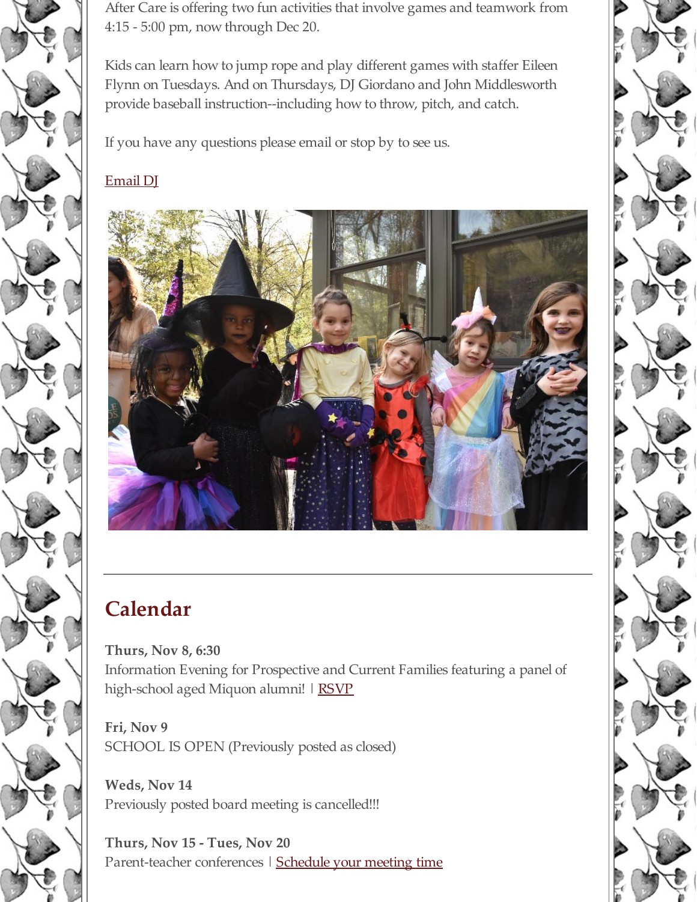After Care is offering two fun activities that involve games and teamwork from 4:15 - 5:00 pm, now through Dec 20.

Kids can learn how to jump rope and play different games with staffer Eileen Flynn on Tuesdays. And on Thursdays, DJ Giordano and John Middlesworth provide baseball instruction--including how to throw, pitch, and catch.

If you have any questions please email or stop by to see us.

Email DJ

---

## Calendar

**Thurs, Nov 8, 6:30**
Information Evening for Prospective and Current Families featuring a panel of high-school aged Miquon alumni! | RSVP

**Fri, Nov 9**
SCHOOL IS OPEN (Previously posted as closed)

**Weds, Nov 14**
Previously posted board meeting is cancelled!!!

**Thurs, Nov 15 - Tues, Nov 20**
Parent-teacher conferences | Schedule your meeting time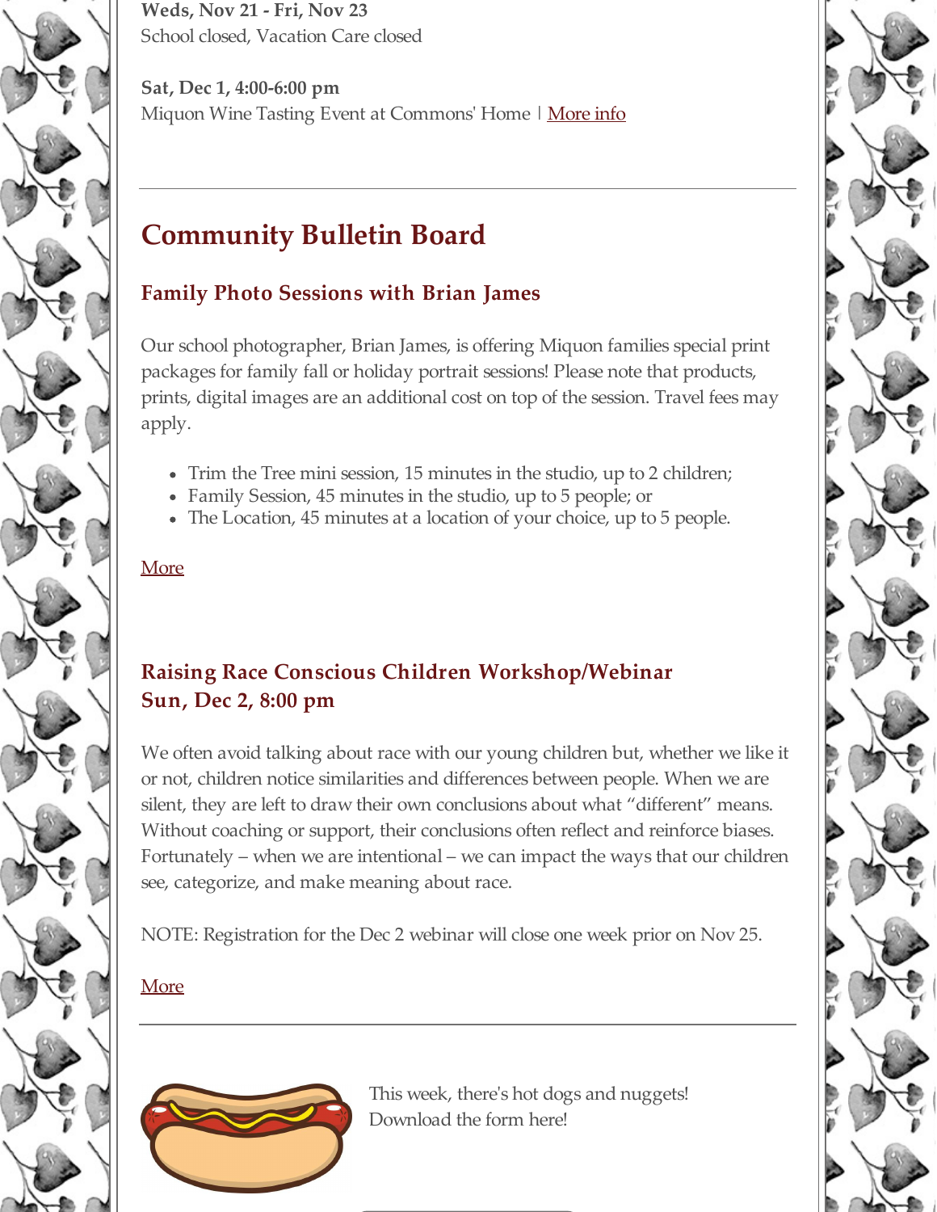**Weds, Nov 21 - Fri, Nov 23**
School closed, Vacation Care closed

**Sat, Dec 1, 4:00-6:00 pm**
Miquon Wine Tasting Event at Commons' Home | More info

---

# Community Bulletin Board

### Family Photo Sessions with Brian James

Our school photographer, Brian James, is offering Miquon families special print packages for family fall or holiday portrait sessions! Please note that products, prints, digital images are an additional cost on top of the session. Travel fees may apply.

- Trim the Tree mini session, 15 minutes in the studio, up to 2 children;
- Family Session, 45 minutes in the studio, up to 5 people; or
- The Location, 45 minutes at a location of your choice, up to 5 people.

More

### Raising Race Conscious Children Workshop/Webinar
### Sun, Dec 2, 8:00 pm

We often avoid talking about race with our young children but, whether we like it or not, children notice similarities and differences between people. When we are silent, they are left to draw their own conclusions about what "different" means. Without coaching or support, their conclusions often reflect and reinforce biases. Fortunately – when we are intentional – we can impact the ways that our children see, categorize, and make meaning about race.

NOTE: Registration for the Dec 2 webinar will close one week prior on Nov 25.

More

---

This week, there's hot dogs and nuggets!
Download the form here!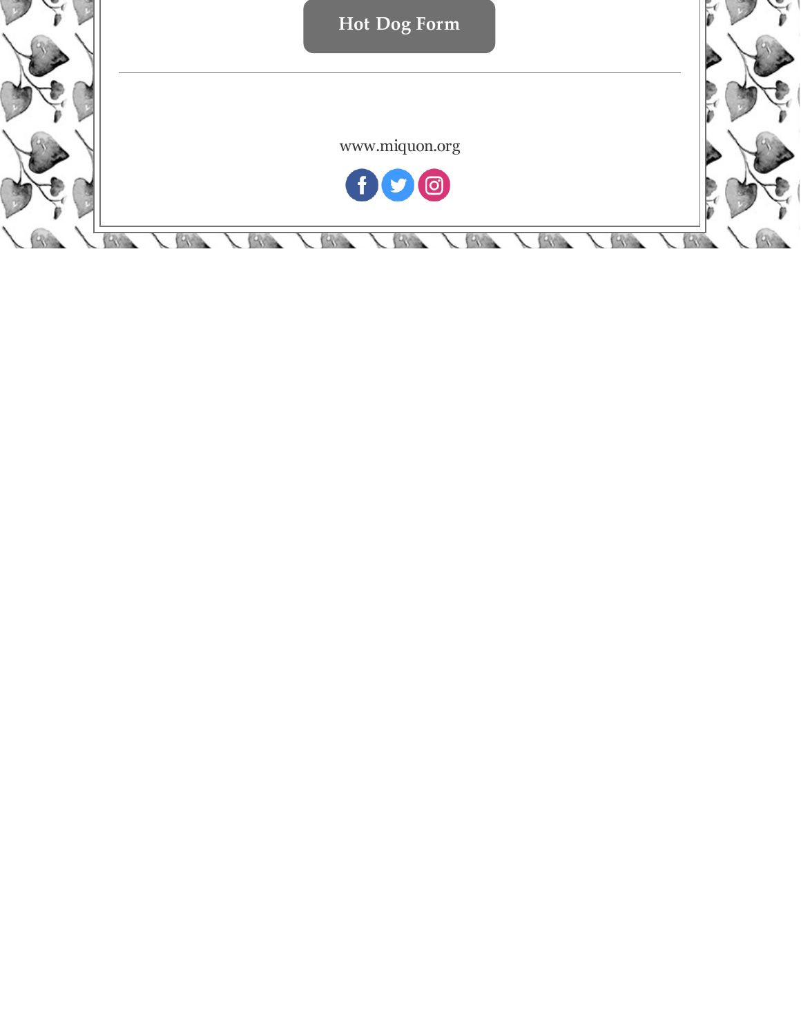Hot Dog Form

---

www.miquon.org